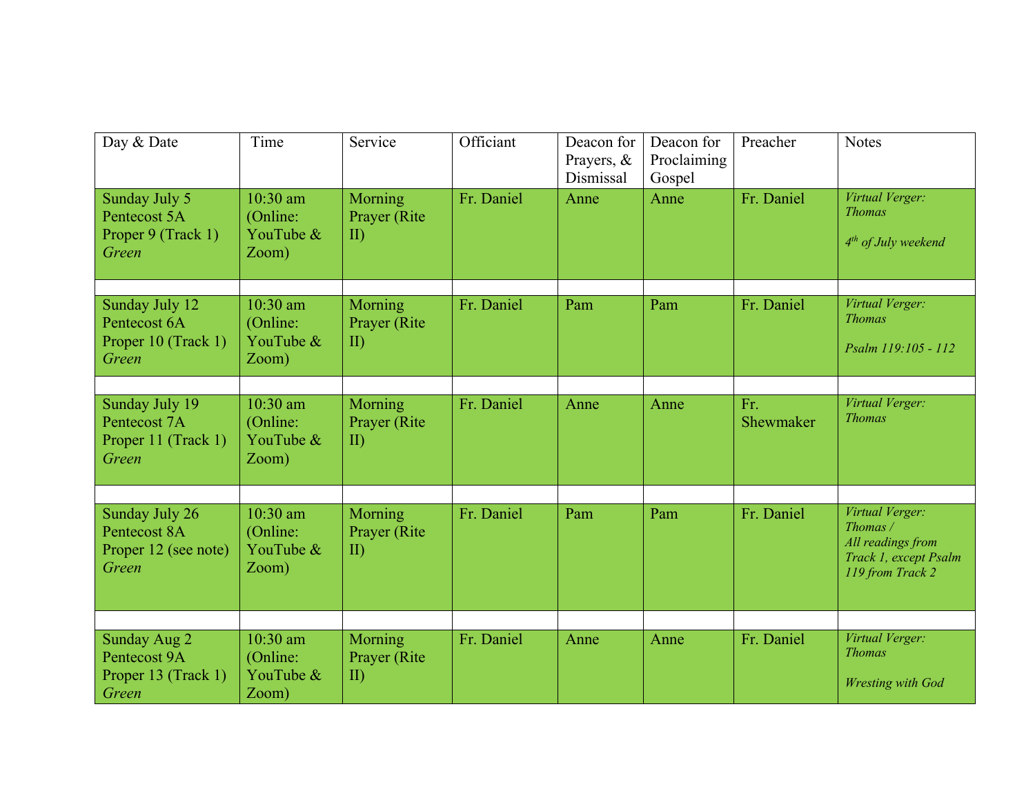| Day & Date | Time | Service | Officiant | Deacon for Prayers, & Dismissal | Deacon for Proclaiming Gospel | Preacher | Notes |
|---|---|---|---|---|---|---|---|
| Sunday July 5<br>Pentecost 5A<br>Proper 9 (Track 1)<br>*Green* | 10:30 am (Online: YouTube & Zoom) | Morning Prayer (Rite II) | Fr. Daniel | Anne | Anne | Fr. Daniel | *Virtual Verger: Thomas*<br><br>*4th of July weekend* |
| | | | | | | | |
| Sunday July 12<br>Pentecost 6A<br>Proper 10 (Track 1)<br>*Green* | 10:30 am (Online: YouTube & Zoom) | Morning Prayer (Rite II) | Fr. Daniel | Pam | Pam | Fr. Daniel | *Virtual Verger: Thomas*<br><br>*Psalm 119:105 - 112* |
| | | | | | | | |
| Sunday July 19<br>Pentecost 7A<br>Proper 11 (Track 1)<br>*Green* | 10:30 am (Online: YouTube & Zoom) | Morning Prayer (Rite II) | Fr. Daniel | Anne | Anne | Fr. Shewmaker | *Virtual Verger: Thomas* |
| | | | | | | | |
| Sunday July 26<br>Pentecost 8A<br>Proper 12 (see note)<br>*Green* | 10:30 am (Online: YouTube & Zoom) | Morning Prayer (Rite II) | Fr. Daniel | Pam | Pam | Fr. Daniel | *Virtual Verger: Thomas / All readings from Track 1, except Psalm 119 from Track 2* |
| | | | | | | | |
| Sunday Aug 2<br>Pentecost 9A<br>Proper 13 (Track 1)<br>*Green* | 10:30 am (Online: YouTube & Zoom) | Morning Prayer (Rite II) | Fr. Daniel | Anne | Anne | Fr. Daniel | *Virtual Verger: Thomas*<br><br>*Wresting with God* |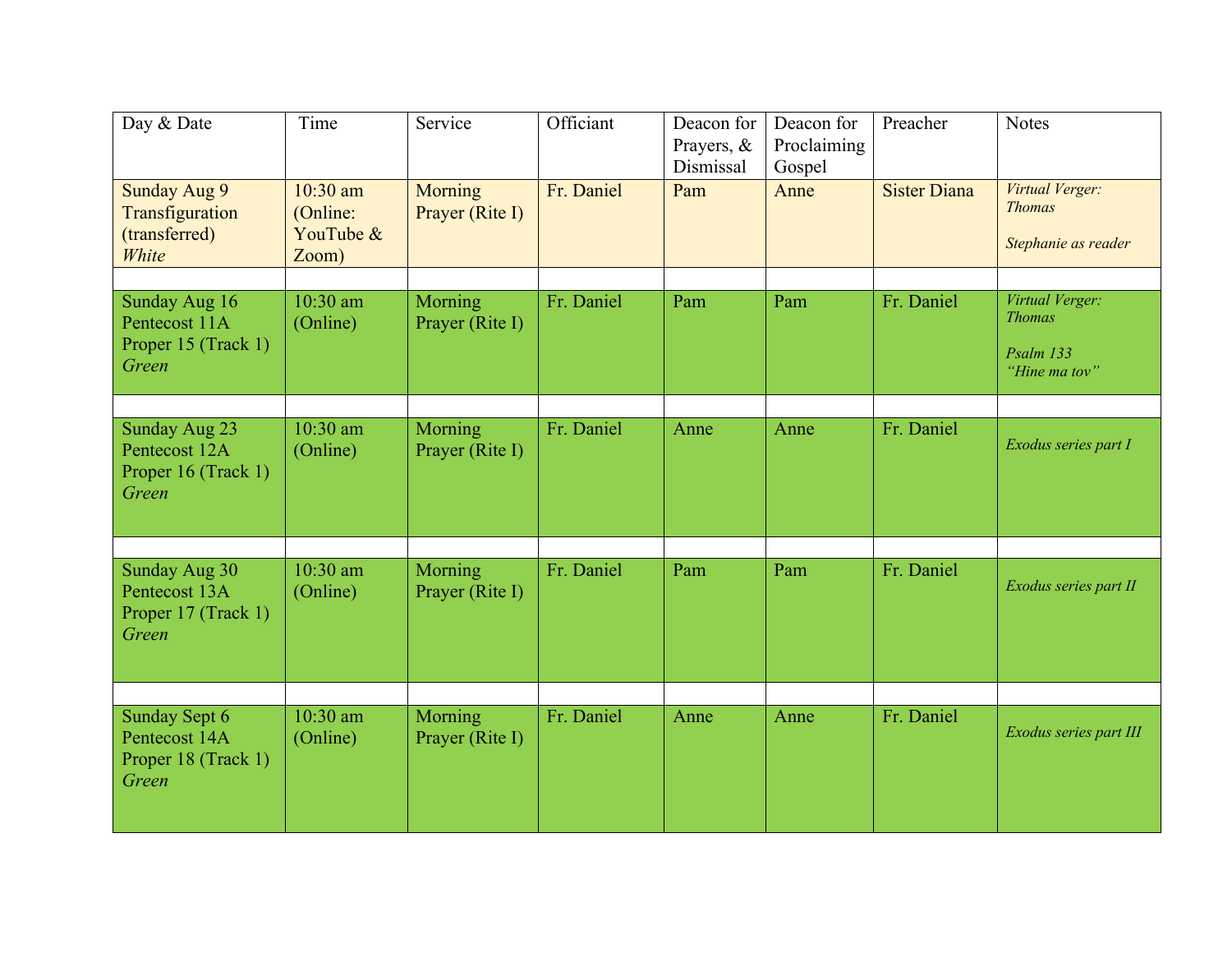| Day & Date | Time | Service | Officiant | Deacon for Prayers, & Dismissal | Deacon for Proclaiming Gospel | Preacher | Notes |
|---|---|---|---|---|---|---|---|
| Sunday Aug 9 Transfiguration (transferred) *White* | 10:30 am (Online: YouTube & Zoom) | Morning Prayer (Rite I) | Fr. Daniel | Pam | Anne | Sister Diana | *Virtual Verger: Thomas* *Stephanie as reader* |
| | | | | | | | |
| Sunday Aug 16 Pentecost 11A Proper 15 (Track 1) *Green* | 10:30 am (Online) | Morning Prayer (Rite I) | Fr. Daniel | Pam | Pam | Fr. Daniel | *Virtual Verger: Thomas* *Psalm 133 "Hine ma tov"* |
| | | | | | | | |
| Sunday Aug 23 Pentecost 12A Proper 16 (Track 1) *Green* | 10:30 am (Online) | Morning Prayer (Rite I) | Fr. Daniel | Anne | Anne | Fr. Daniel | *Exodus series part I* |
| | | | | | | | |
| Sunday Aug 30 Pentecost 13A Proper 17 (Track 1) *Green* | 10:30 am (Online) | Morning Prayer (Rite I) | Fr. Daniel | Pam | Pam | Fr. Daniel | *Exodus series part II* |
| | | | | | | | |
| Sunday Sept 6 Pentecost 14A Proper 18 (Track 1) *Green* | 10:30 am (Online) | Morning Prayer (Rite I) | Fr. Daniel | Anne | Anne | Fr. Daniel | *Exodus series part III* |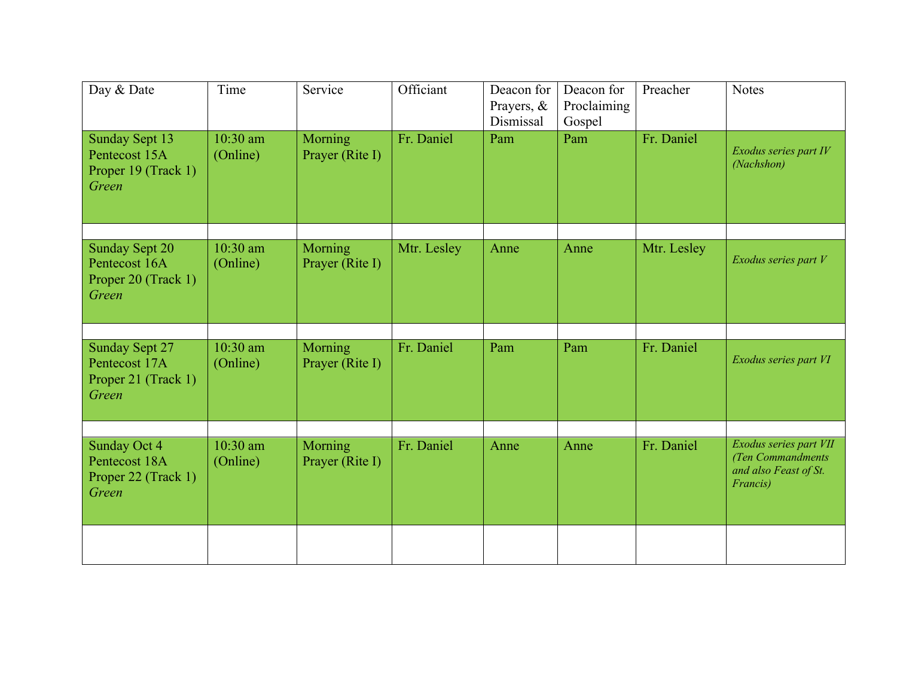| Day & Date | Time | Service | Officiant | Deacon for Prayers, & Dismissal | Deacon for Proclaiming Gospel | Preacher | Notes |
|---|---|---|---|---|---|---|---|
| Sunday Sept 13 Pentecost 15A Proper 19 (Track 1) *Green* | 10:30 am (Online) | Morning Prayer (Rite I) | Fr. Daniel | Pam | Pam | Fr. Daniel | *Exodus series part IV (Nachshon)* |
| | | | | | | | |
| Sunday Sept 20 Pentecost 16A Proper 20 (Track 1) *Green* | 10:30 am (Online) | Morning Prayer (Rite I) | Mtr. Lesley | Anne | Anne | Mtr. Lesley | *Exodus series part V* |
| | | | | | | | |
| Sunday Sept 27 Pentecost 17A Proper 21 (Track 1) *Green* | 10:30 am (Online) | Morning Prayer (Rite I) | Fr. Daniel | Pam | Pam | Fr. Daniel | *Exodus series part VI* |
| | | | | | | | |
| Sunday Oct 4 Pentecost 18A Proper 22 (Track 1) *Green* | 10:30 am (Online) | Morning Prayer (Rite I) | Fr. Daniel | Anne | Anne | Fr. Daniel | *Exodus series part VII (Ten Commandments and also Feast of St. Francis)* |
| | | | | | | | |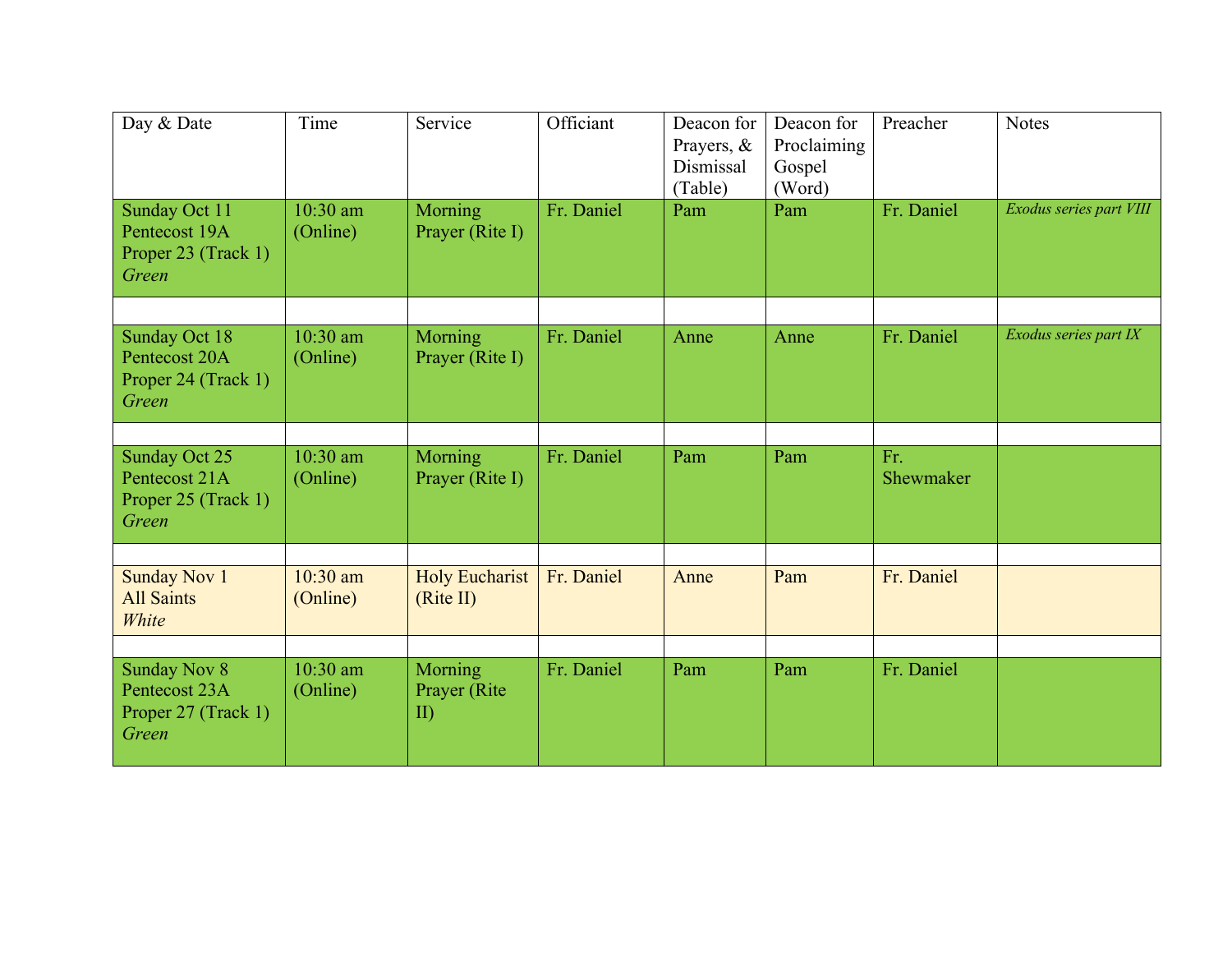| Day & Date | Time | Service | Officiant | Deacon for Prayers, & Dismissal (Table) | Deacon for Proclaiming Gospel (Word) | Preacher | Notes |
|---|---|---|---|---|---|---|---|
| Sunday Oct 11<br>Pentecost 19A<br>Proper 23 (Track 1)<br>*Green* | 10:30 am (Online) | Morning Prayer (Rite I) | Fr. Daniel | Pam | Pam | Fr. Daniel | *Exodus series part VIII* |
| | | | | | | | |
| Sunday Oct 18<br>Pentecost 20A<br>Proper 24 (Track 1)<br>*Green* | 10:30 am (Online) | Morning Prayer (Rite I) | Fr. Daniel | Anne | Anne | Fr. Daniel | *Exodus series part IX* |
| | | | | | | | |
| Sunday Oct 25<br>Pentecost 21A<br>Proper 25 (Track 1)<br>*Green* | 10:30 am (Online) | Morning Prayer (Rite I) | Fr. Daniel | Pam | Pam | Fr. Shewmaker | |
| | | | | | | | |
| Sunday Nov 1<br>All Saints<br>*White* | 10:30 am (Online) | Holy Eucharist (Rite II) | Fr. Daniel | Anne | Pam | Fr. Daniel | |
| | | | | | | | |
| Sunday Nov 8<br>Pentecost 23A<br>Proper 27 (Track 1)<br>*Green* | 10:30 am (Online) | Morning Prayer (Rite II) | Fr. Daniel | Pam | Pam | Fr. Daniel | |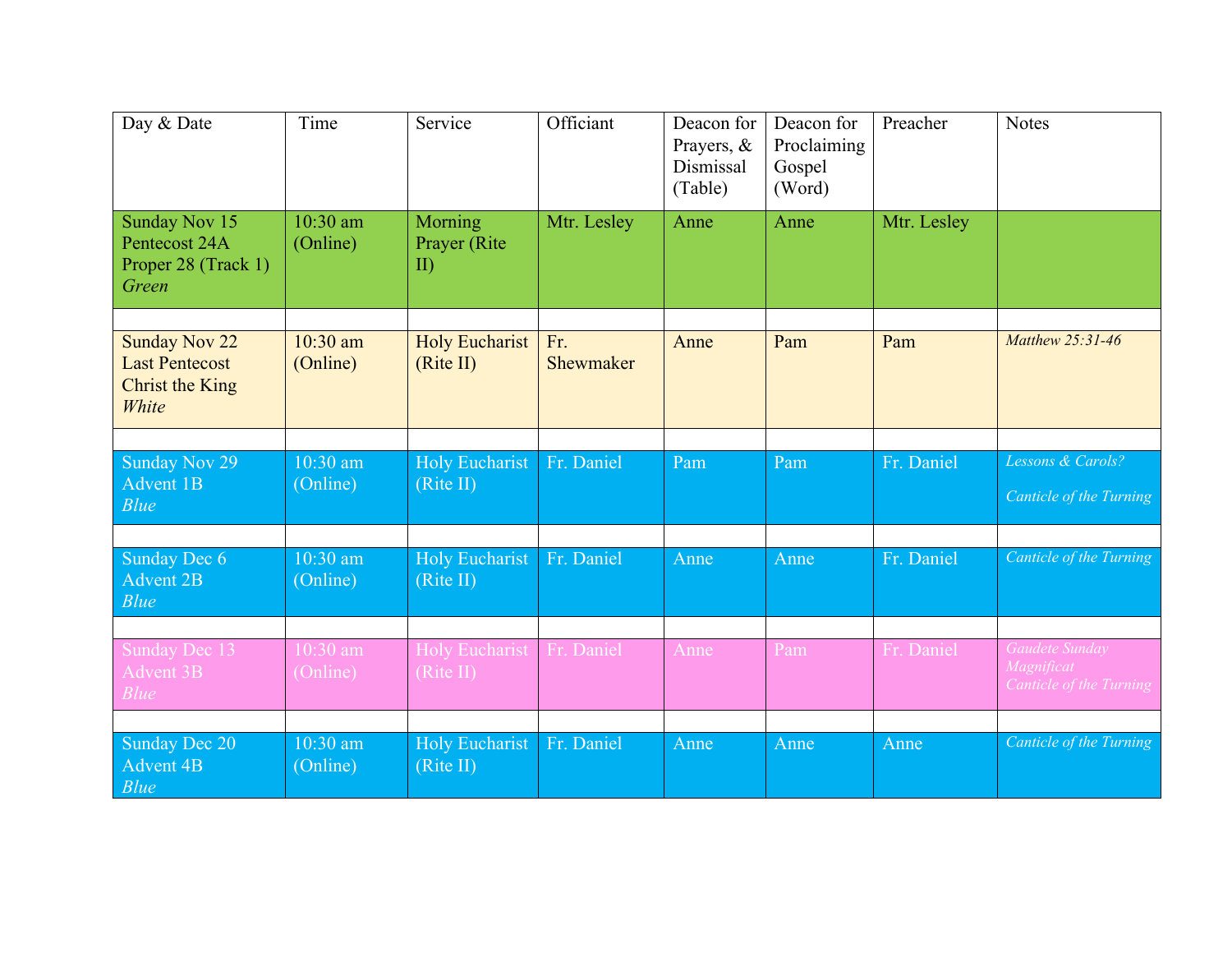| Day & Date | Time | Service | Officiant | Deacon for Prayers, & Dismissal (Table) | Deacon for Proclaiming Gospel (Word) | Preacher | Notes |
|---|---|---|---|---|---|---|---|
| Sunday Nov 15 Pentecost 24A Proper 28 (Track 1) *Green* | 10:30 am (Online) | Morning Prayer (Rite II) | Mtr. Lesley | Anne | Anne | Mtr. Lesley | |
| | | | | | | | |
| Sunday Nov 22 Last Pentecost Christ the King *White* | 10:30 am (Online) | Holy Eucharist (Rite II) | Fr. Shewmaker | Anne | Pam | Pam | *Matthew 25:31-46* |
| | | | | | | | |
| Sunday Nov 29 Advent 1B *Blue* | 10:30 am (Online) | Holy Eucharist (Rite II) | Fr. Daniel | Pam | Pam | Fr. Daniel | *Lessons & Carols?* *Canticle of the Turning* |
| | | | | | | | |
| Sunday Dec 6 Advent 2B *Blue* | 10:30 am (Online) | Holy Eucharist (Rite II) | Fr. Daniel | Anne | Anne | Fr. Daniel | *Canticle of the Turning* |
| | | | | | | | |
| Sunday Dec 13 Advent 3B *Blue* | 10:30 am (Online) | Holy Eucharist (Rite II) | Fr. Daniel | Anne | Pam | Fr. Daniel | *Gaudete Sunday Magnificat Canticle of the Turning* |
| | | | | | | | |
| Sunday Dec 20 Advent 4B *Blue* | 10:30 am (Online) | Holy Eucharist (Rite II) | Fr. Daniel | Anne | Anne | Anne | *Canticle of the Turning* |